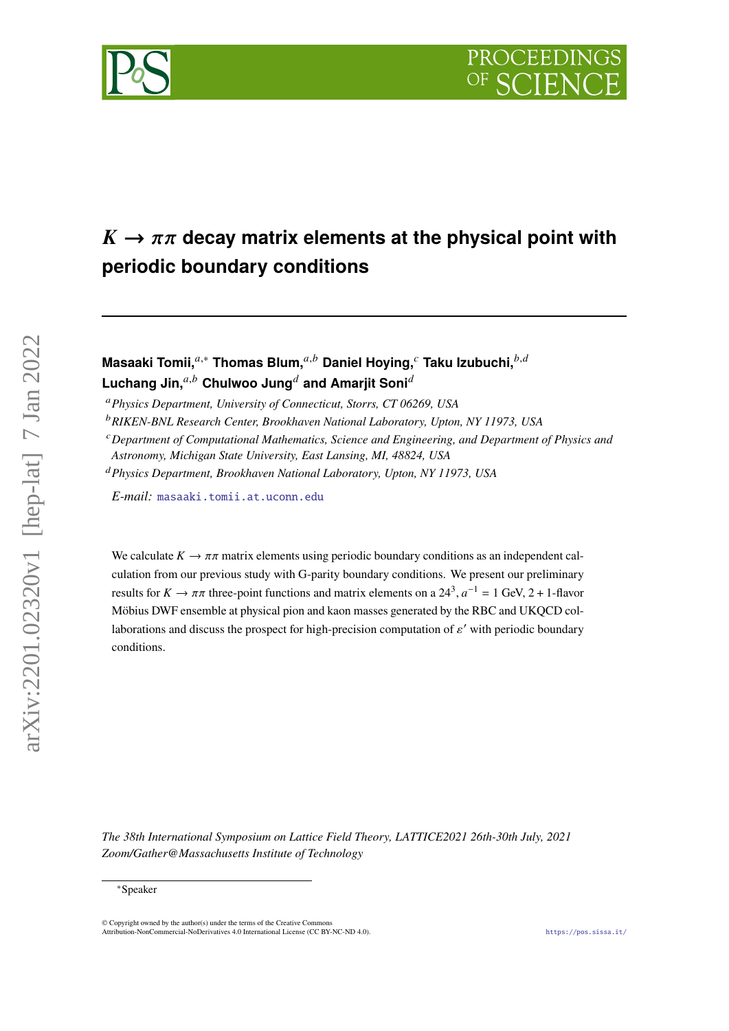# $K \to \pi\pi$ decay matrix elements at the physical point with periodic boundary conditions

**Masaaki Tomii,**[a,*] **Thomas Blum,**[a,b] **Daniel Hoying,**[c] **Taku Izubuchi,**[b,d] **Luchang Jin,**[a,b] **Chulwoo Jung**[d] **and Amarjit Soni**[d]

[a] *Physics Department, University of Connecticut, Storrs, CT 06269, USA*

[b] *RIKEN-BNL Research Center, Brookhaven National Laboratory, Upton, NY 11973, USA*

[c] *Department of Computational Mathematics, Science and Engineering, and Department of Physics and Astronomy, Michigan State University, East Lansing, MI, 48824, USA*

[d] *Physics Department, Brookhaven National Laboratory, Upton, NY 11973, USA*

*E-mail:* masaaki.tomii.at.uconn.edu

We calculate $K \to \pi\pi$ matrix elements using periodic boundary conditions as an independent calculation from our previous study with G-parity boundary conditions. We present our preliminary results for $K \to \pi\pi$ three-point functions and matrix elements on a $24^3$, $a^{-1} = 1$ GeV, $2+1$-flavor Möbius DWF ensemble at physical pion and kaon masses generated by the RBC and UKQCD collaborations and discuss the prospect for high-precision computation of $\varepsilon'$ with periodic boundary conditions.

*The 38th International Symposium on Lattice Field Theory, LATTICE2021 26th-30th July, 2021 Zoom/Gather@Massachusetts Institute of Technology*

[*] Speaker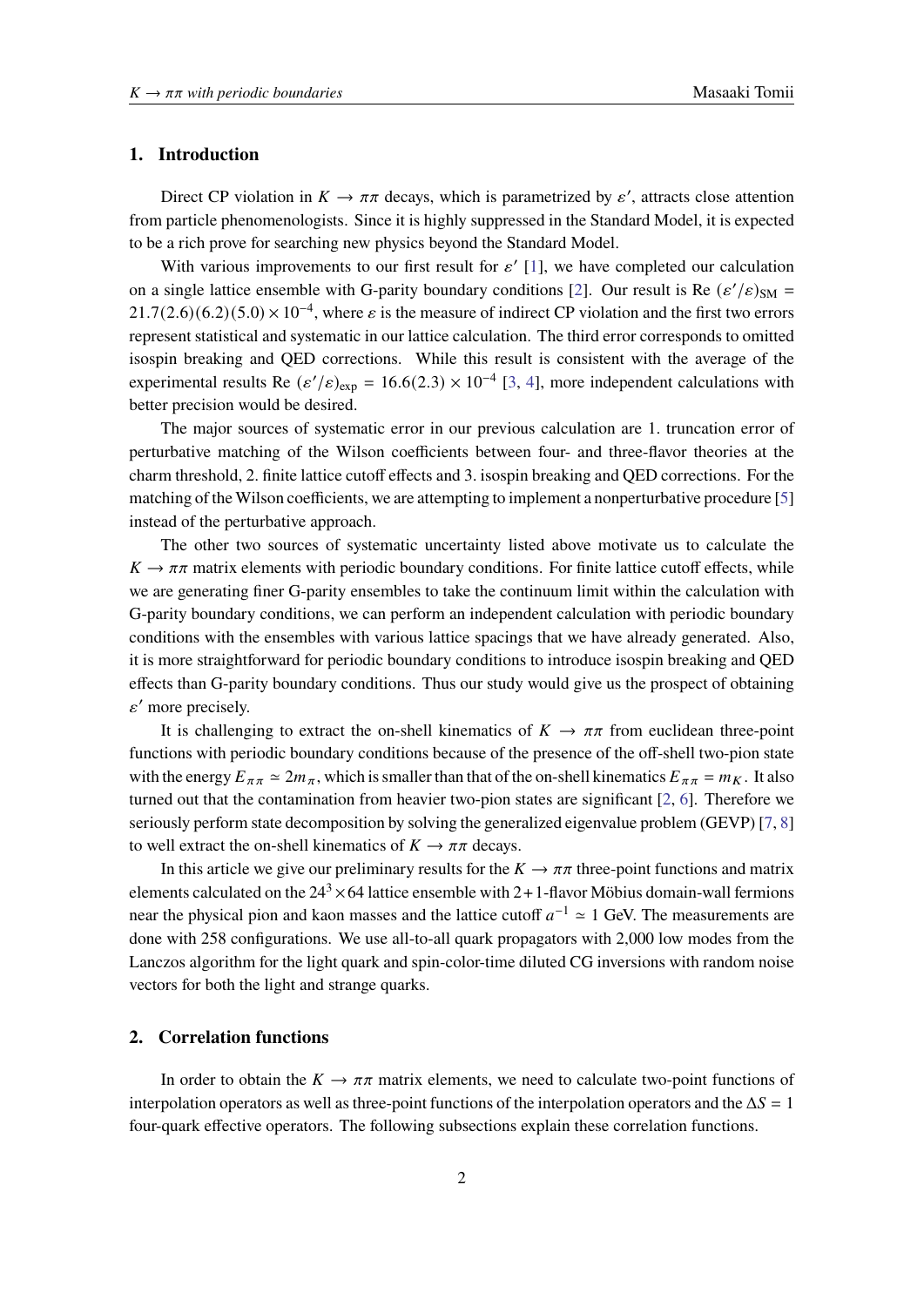## 1. Introduction

Direct CP violation in $K \to \pi\pi$ decays, which is parametrized by $\varepsilon'$, attracts close attention from particle phenomenologists. Since it is highly suppressed in the Standard Model, it is expected to be a rich prove for searching new physics beyond the Standard Model.

With various improvements to our first result for $\varepsilon'$ [1], we have completed our calculation on a single lattice ensemble with G-parity boundary conditions [2]. Our result is Re $(\varepsilon'/\varepsilon)_{\text{SM}} = 21.7(2.6)(6.2)(5.0) \times 10^{-4}$, where $\varepsilon$ is the measure of indirect CP violation and the first two errors represent statistical and systematic in our lattice calculation. The third error corresponds to omitted isospin breaking and QED corrections. While this result is consistent with the average of the experimental results Re $(\varepsilon'/\varepsilon)_{\text{exp}} = 16.6(2.3) \times 10^{-4}$ [3, 4], more independent calculations with better precision would be desired.

The major sources of systematic error in our previous calculation are 1. truncation error of perturbative matching of the Wilson coefficients between four- and three-flavor theories at the charm threshold, 2. finite lattice cutoff effects and 3. isospin breaking and QED corrections. For the matching of the Wilson coefficients, we are attempting to implement a nonperturbative procedure [5] instead of the perturbative approach.

The other two sources of systematic uncertainty listed above motivate us to calculate the $K \to \pi\pi$ matrix elements with periodic boundary conditions. For finite lattice cutoff effects, while we are generating finer G-parity ensembles to take the continuum limit within the calculation with G-parity boundary conditions, we can perform an independent calculation with periodic boundary conditions with the ensembles with various lattice spacings that we have already generated. Also, it is more straightforward for periodic boundary conditions to introduce isospin breaking and QED effects than G-parity boundary conditions. Thus our study would give us the prospect of obtaining $\varepsilon'$ more precisely.

It is challenging to extract the on-shell kinematics of $K \to \pi\pi$ from euclidean three-point functions with periodic boundary conditions because of the presence of the off-shell two-pion state with the energy $E_{\pi\pi} \simeq 2m_\pi$, which is smaller than that of the on-shell kinematics $E_{\pi\pi} = m_K$. It also turned out that the contamination from heavier two-pion states are significant [2, 6]. Therefore we seriously perform state decomposition by solving the generalized eigenvalue problem (GEVP) [7, 8] to well extract the on-shell kinematics of $K \to \pi\pi$ decays.

In this article we give our preliminary results for the $K \to \pi\pi$ three-point functions and matrix elements calculated on the $24^3 \times 64$ lattice ensemble with 2+1-flavor Möbius domain-wall fermions near the physical pion and kaon masses and the lattice cutoff $a^{-1} \simeq 1$ GeV. The measurements are done with 258 configurations. We use all-to-all quark propagators with 2,000 low modes from the Lanczos algorithm for the light quark and spin-color-time diluted CG inversions with random noise vectors for both the light and strange quarks.

## 2. Correlation functions

In order to obtain the $K \to \pi\pi$ matrix elements, we need to calculate two-point functions of interpolation operators as well as three-point functions of the interpolation operators and the $\Delta S = 1$ four-quark effective operators. The following subsections explain these correlation functions.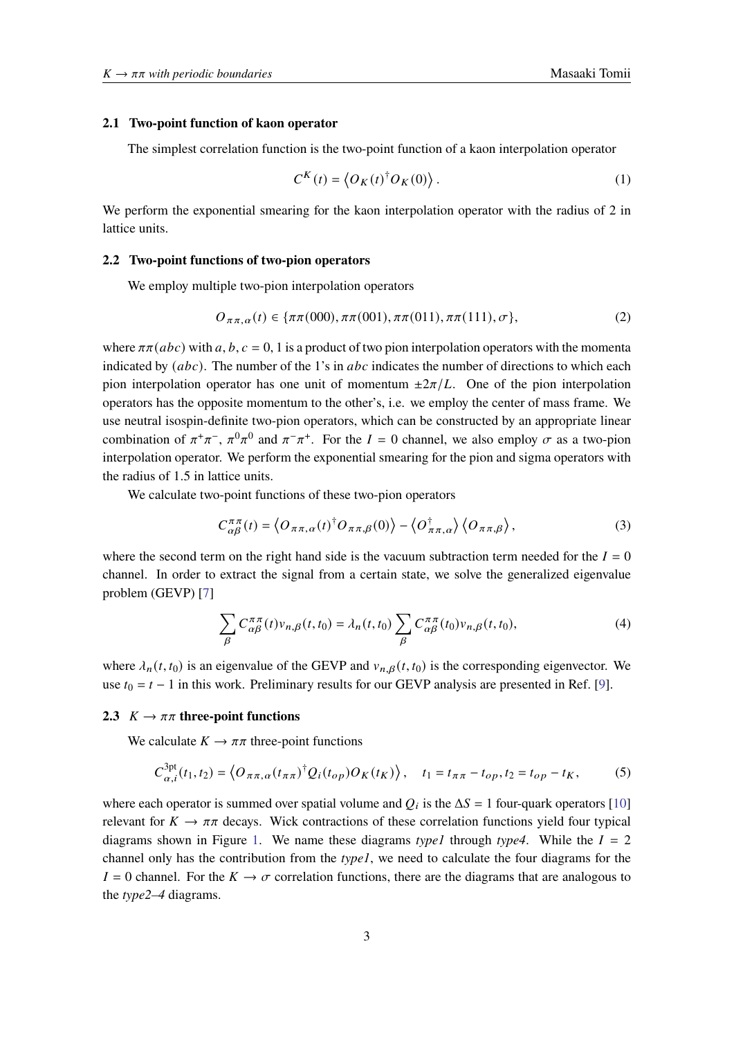### 2.1 Two-point function of kaon operator

The simplest correlation function is the two-point function of a kaon interpolation operator

$$C^K(t) = \left\langle O_K(t)^\dagger O_K(0) \right\rangle . \tag{1}$$

We perform the exponential smearing for the kaon interpolation operator with the radius of 2 in lattice units.

### 2.2 Two-point functions of two-pion operators

We employ multiple two-pion interpolation operators

$$O_{\pi\pi,\alpha}(t) \in \{\pi\pi(000), \pi\pi(001), \pi\pi(011), \pi\pi(111), \sigma\}, \tag{2}$$

where $\pi\pi(abc)$ with $a, b, c = 0, 1$ is a product of two pion interpolation operators with the momenta indicated by $(abc)$. The number of the 1's in $abc$ indicates the number of directions to which each pion interpolation operator has one unit of momentum $\pm 2\pi/L$. One of the pion interpolation operators has the opposite momentum to the other's, i.e. we employ the center of mass frame. We use neutral isospin-definite two-pion operators, which can be constructed by an appropriate linear combination of $\pi^+\pi^-$, $\pi^0\pi^0$ and $\pi^-\pi^+$. For the $I = 0$ channel, we also employ $\sigma$ as a two-pion interpolation operator. We perform the exponential smearing for the pion and sigma operators with the radius of 1.5 in lattice units.

We calculate two-point functions of these two-pion operators

$$C^{\pi\pi}_{\alpha\beta}(t) = \left\langle O_{\pi\pi,\alpha}(t)^\dagger O_{\pi\pi,\beta}(0) \right\rangle - \left\langle O^\dagger_{\pi\pi,\alpha} \right\rangle \left\langle O_{\pi\pi,\beta} \right\rangle , \tag{3}$$

where the second term on the right hand side is the vacuum subtraction term needed for the $I = 0$ channel. In order to extract the signal from a certain state, we solve the generalized eigenvalue problem (GEVP) [7]

$$\sum_\beta C^{\pi\pi}_{\alpha\beta}(t) v_{n,\beta}(t, t_0) = \lambda_n(t, t_0) \sum_\beta C^{\pi\pi}_{\alpha\beta}(t_0) v_{n,\beta}(t, t_0), \tag{4}$$

where $\lambda_n(t, t_0)$ is an eigenvalue of the GEVP and $v_{n,\beta}(t, t_0)$ is the corresponding eigenvector. We use $t_0 = t - 1$ in this work. Preliminary results for our GEVP analysis are presented in Ref. [9].

### 2.3 $K \to \pi\pi$ three-point functions

We calculate $K \to \pi\pi$ three-point functions

$$C^{\text{3pt}}_{\alpha,i}(t_1, t_2) = \left\langle O_{\pi\pi,\alpha}(t_{\pi\pi})^\dagger Q_i(t_{op}) O_K(t_K) \right\rangle , \quad t_1 = t_{\pi\pi} - t_{op}, t_2 = t_{op} - t_K, \tag{5}$$

where each operator is summed over spatial volume and $Q_i$ is the $\Delta S = 1$ four-quark operators [10] relevant for $K \to \pi\pi$ decays. Wick contractions of these correlation functions yield four typical diagrams shown in Figure 1. We name these diagrams *type1* through *type4*. While the $I = 2$ channel only has the contribution from the *type1*, we need to calculate the four diagrams for the $I = 0$ channel. For the $K \to \sigma$ correlation functions, there are the diagrams that are analogous to the *type2–4* diagrams.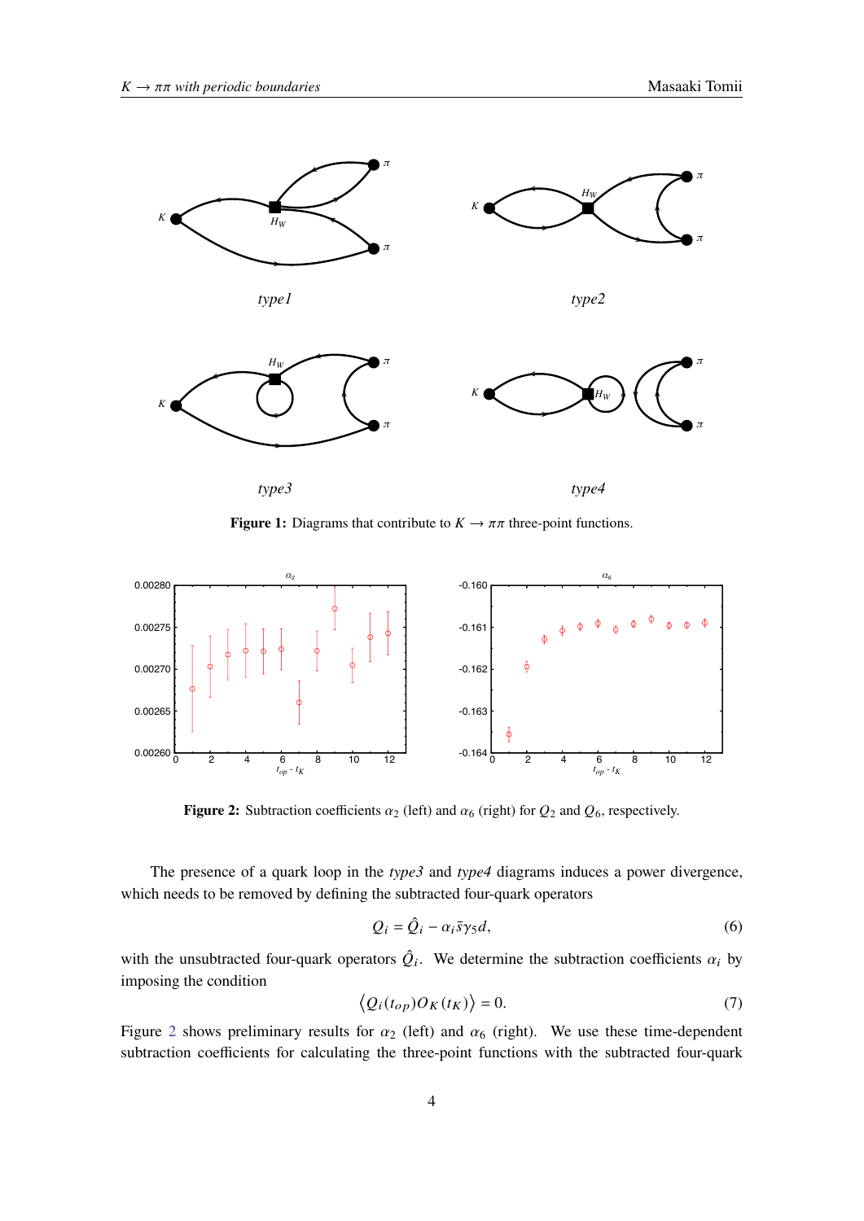**Figure 1:** Diagrams that contribute to $K \to \pi\pi$ three-point functions.

**Figure 2:** Subtraction coefficients $\alpha_2$ (left) and $\alpha_6$ (right) for $Q_2$ and $Q_6$, respectively.

The presence of a quark loop in the *type3* and *type4* diagrams induces a power divergence, which needs to be removed by defining the subtracted four-quark operators

$$Q_i = \hat{Q}_i - \alpha_i \bar{s}\gamma_5 d, \tag{6}$$

with the unsubtracted four-quark operators $\hat{Q}_i$. We determine the subtraction coefficients $\alpha_i$ by imposing the condition

$$\langle Q_i(t_{op}) O_K(t_K) \rangle = 0. \tag{7}$$

Figure 2 shows preliminary results for $\alpha_2$ (left) and $\alpha_6$ (right). We use these time-dependent subtraction coefficients for calculating the three-point functions with the subtracted four-quark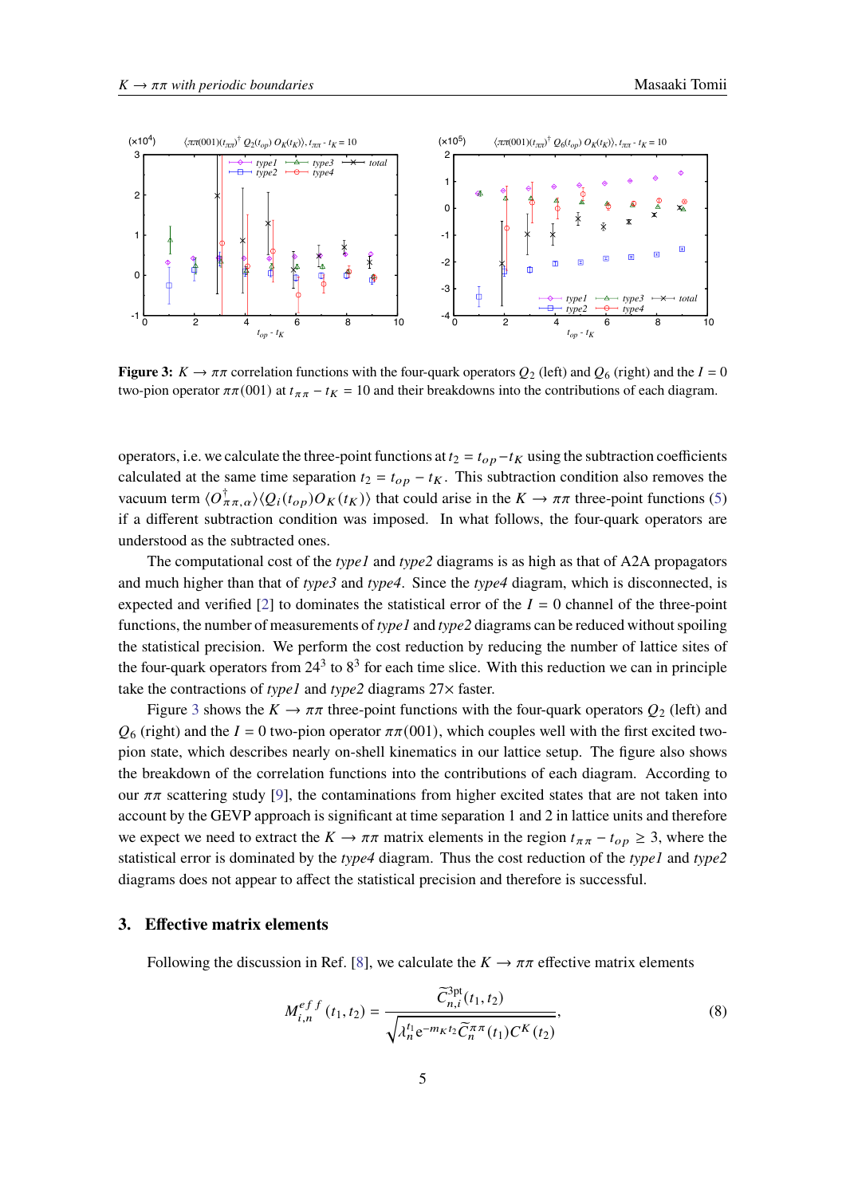**Figure 3:** $K \to \pi\pi$ correlation functions with the four-quark operators $Q_2$ (left) and $Q_6$ (right) and the $I = 0$ two-pion operator $\pi\pi(001)$ at $t_{\pi\pi} - t_K = 10$ and their breakdowns into the contributions of each diagram.

operators, i.e. we calculate the three-point functions at $t_2 = t_{op} - t_K$ using the subtraction coefficients calculated at the same time separation $t_2 = t_{op} - t_K$. This subtraction condition also removes the vacuum term $\langle O^\dagger_{\pi\pi,\alpha}\rangle\langle Q_i(t_{op})O_K(t_K)\rangle$ that could arise in the $K \to \pi\pi$ three-point functions (5) if a different subtraction condition was imposed. In what follows, the four-quark operators are understood as the subtracted ones.

The computational cost of the *type1* and *type2* diagrams is as high as that of A2A propagators and much higher than that of *type3* and *type4*. Since the *type4* diagram, which is disconnected, is expected and verified [2] to dominates the statistical error of the $I = 0$ channel of the three-point functions, the number of measurements of *type1* and *type2* diagrams can be reduced without spoiling the statistical precision. We perform the cost reduction by reducing the number of lattice sites of the four-quark operators from $24^3$ to $8^3$ for each time slice. With this reduction we can in principle take the contractions of *type1* and *type2* diagrams 27× faster.

Figure 3 shows the $K \to \pi\pi$ three-point functions with the four-quark operators $Q_2$ (left) and $Q_6$ (right) and the $I = 0$ two-pion operator $\pi\pi(001)$, which couples well with the first excited two-pion state, which describes nearly on-shell kinematics in our lattice setup. The figure also shows the breakdown of the correlation functions into the contributions of each diagram. According to our $\pi\pi$ scattering study [9], the contaminations from higher excited states that are not taken into account by the GEVP approach is significant at time separation 1 and 2 in lattice units and therefore we expect we need to extract the $K \to \pi\pi$ matrix elements in the region $t_{\pi\pi} - t_{op} \geq 3$, where the statistical error is dominated by the *type4* diagram. Thus the cost reduction of the *type1* and *type2* diagrams does not appear to affect the statistical precision and therefore is successful.

## 3. Effective matrix elements

Following the discussion in Ref. [8], we calculate the $K \to \pi\pi$ effective matrix elements

$$M^{eff}_{i,n}(t_1, t_2) = \frac{\widetilde{C}^{3\text{pt}}_{n,i}(t_1, t_2)}{\sqrt{\lambda_n^{t_1} e^{-m_K t_2} \widetilde{C}^{\pi\pi}_n(t_1) C^K(t_2)}}, \tag{8}$$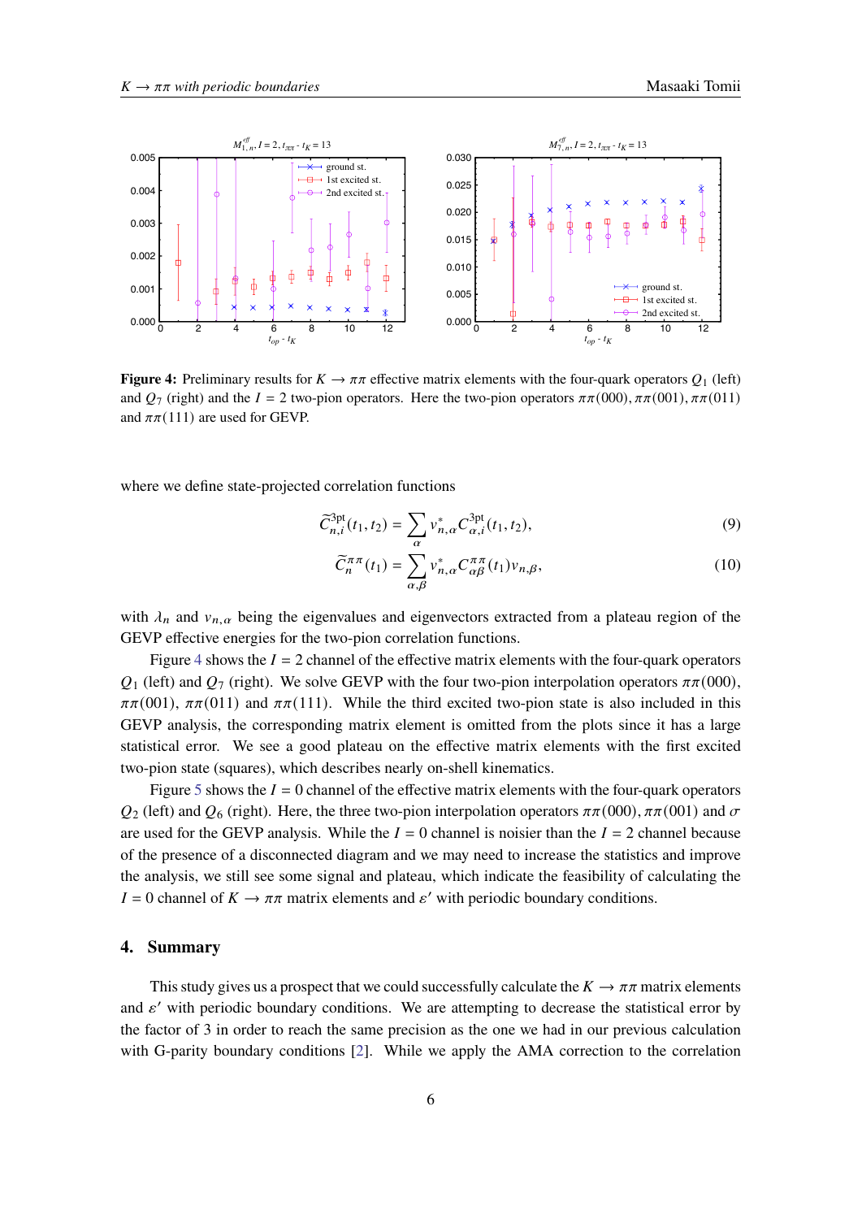**Figure 4:** Preliminary results for $K \to \pi\pi$ effective matrix elements with the four-quark operators $Q_1$ (left) and $Q_7$ (right) and the $I = 2$ two-pion operators. Here the two-pion operators $\pi\pi(000)$, $\pi\pi(001)$, $\pi\pi(011)$ and $\pi\pi(111)$ are used for GEVP.

where we define state-projected correlation functions

$$\widetilde{C}^{3\text{pt}}_{n,i}(t_1,t_2) = \sum_{\alpha} v^*_{n,\alpha} C^{3\text{pt}}_{\alpha,i}(t_1,t_2), \tag{9}$$

$$\widetilde{C}^{\pi\pi}_{n}(t_1) = \sum_{\alpha,\beta} v^*_{n,\alpha} C^{\pi\pi}_{\alpha\beta}(t_1) v_{n,\beta}, \tag{10}$$

with $\lambda_n$ and $v_{n,\alpha}$ being the eigenvalues and eigenvectors extracted from a plateau region of the GEVP effective energies for the two-pion correlation functions.

Figure 4 shows the $I = 2$ channel of the effective matrix elements with the four-quark operators $Q_1$ (left) and $Q_7$ (right). We solve GEVP with the four two-pion interpolation operators $\pi\pi(000)$, $\pi\pi(001)$, $\pi\pi(011)$ and $\pi\pi(111)$. While the third excited two-pion state is also included in this GEVP analysis, the corresponding matrix element is omitted from the plots since it has a large statistical error. We see a good plateau on the effective matrix elements with the first excited two-pion state (squares), which describes nearly on-shell kinematics.

Figure 5 shows the $I = 0$ channel of the effective matrix elements with the four-quark operators $Q_2$ (left) and $Q_6$ (right). Here, the three two-pion interpolation operators $\pi\pi(000)$, $\pi\pi(001)$ and $\sigma$ are used for the GEVP analysis. While the $I = 0$ channel is noisier than the $I = 2$ channel because of the presence of a disconnected diagram and we may need to increase the statistics and improve the analysis, we still see some signal and plateau, which indicate the feasibility of calculating the $I = 0$ channel of $K \to \pi\pi$ matrix elements and $\varepsilon'$ with periodic boundary conditions.

## 4. Summary

This study gives us a prospect that we could successfully calculate the $K \to \pi\pi$ matrix elements and $\varepsilon'$ with periodic boundary conditions. We are attempting to decrease the statistical error by the factor of 3 in order to reach the same precision as the one we had in our previous calculation with G-parity boundary conditions [2]. While we apply the AMA correction to the correlation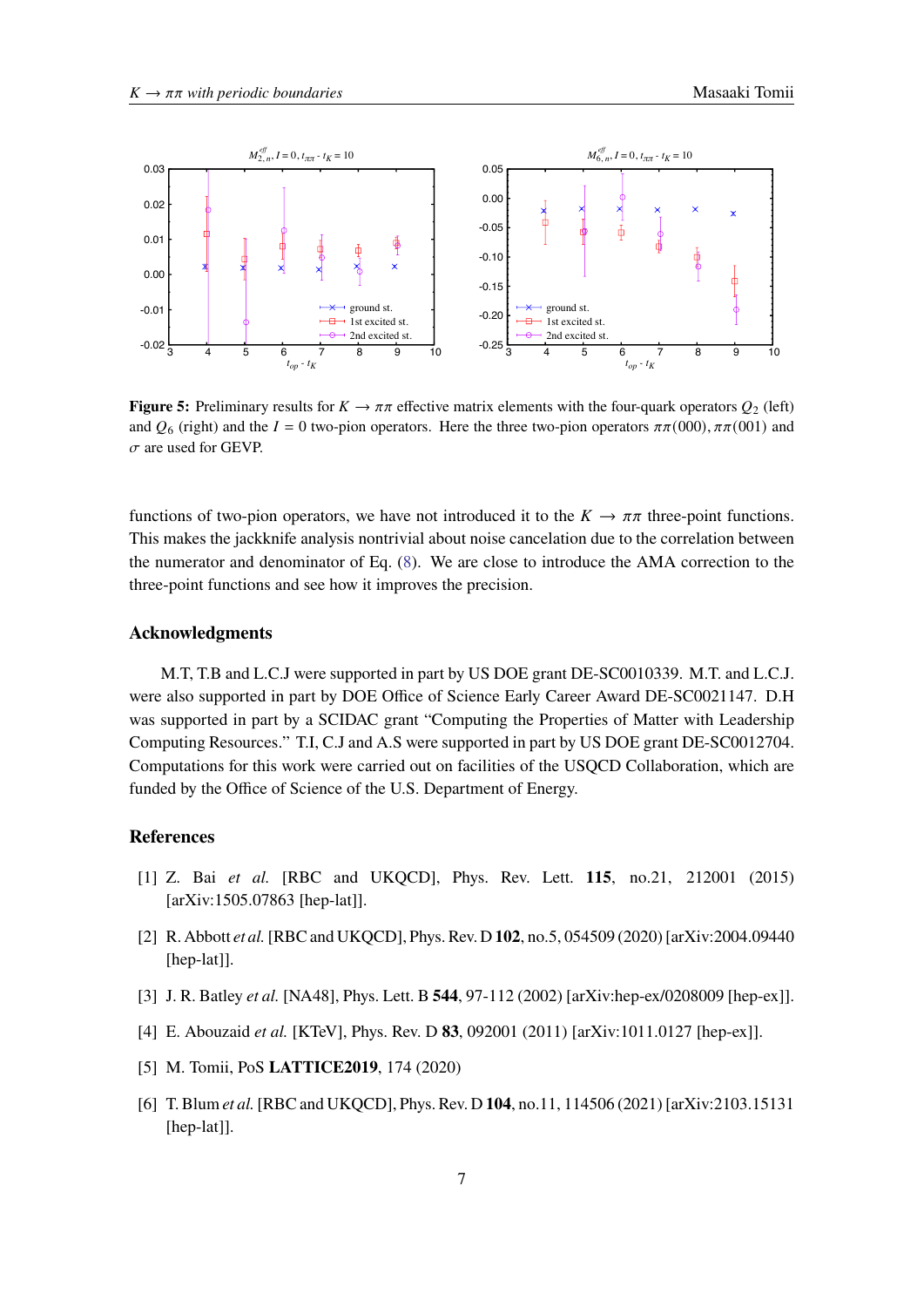**Figure 5:** Preliminary results for $K \to \pi\pi$ effective matrix elements with the four-quark operators $Q_2$ (left) and $Q_6$ (right) and the $I = 0$ two-pion operators. Here the three two-pion operators $\pi\pi(000)$, $\pi\pi(001)$ and $\sigma$ are used for GEVP.

functions of two-pion operators, we have not introduced it to the $K \to \pi\pi$ three-point functions. This makes the jackknife analysis nontrivial about noise cancelation due to the correlation between the numerator and denominator of Eq. (8). We are close to introduce the AMA correction to the three-point functions and see how it improves the precision.

## Acknowledgments

M.T, T.B and L.C.J were supported in part by US DOE grant DE-SC0010339. M.T. and L.C.J. were also supported in part by DOE Office of Science Early Career Award DE-SC0021147. D.H was supported in part by a SCIDAC grant "Computing the Properties of Matter with Leadership Computing Resources." T.I, C.J and A.S were supported in part by US DOE grant DE-SC0012704. Computations for this work were carried out on facilities of the USQCD Collaboration, which are funded by the Office of Science of the U.S. Department of Energy.

## References

[1] Z. Bai *et al.* [RBC and UKQCD], Phys. Rev. Lett. **115**, no.21, 212001 (2015) [arXiv:1505.07863 [hep-lat]].

[2] R. Abbott *et al.* [RBC and UKQCD], Phys. Rev. D **102**, no.5, 054509 (2020) [arXiv:2004.09440 [hep-lat]].

[3] J. R. Batley *et al.* [NA48], Phys. Lett. B **544**, 97-112 (2002) [arXiv:hep-ex/0208009 [hep-ex]].

[4] E. Abouzaid *et al.* [KTeV], Phys. Rev. D **83**, 092001 (2011) [arXiv:1011.0127 [hep-ex]].

[5] M. Tomii, PoS **LATTICE2019**, 174 (2020)

[6] T. Blum *et al.* [RBC and UKQCD], Phys. Rev. D **104**, no.11, 114506 (2021) [arXiv:2103.15131 [hep-lat]].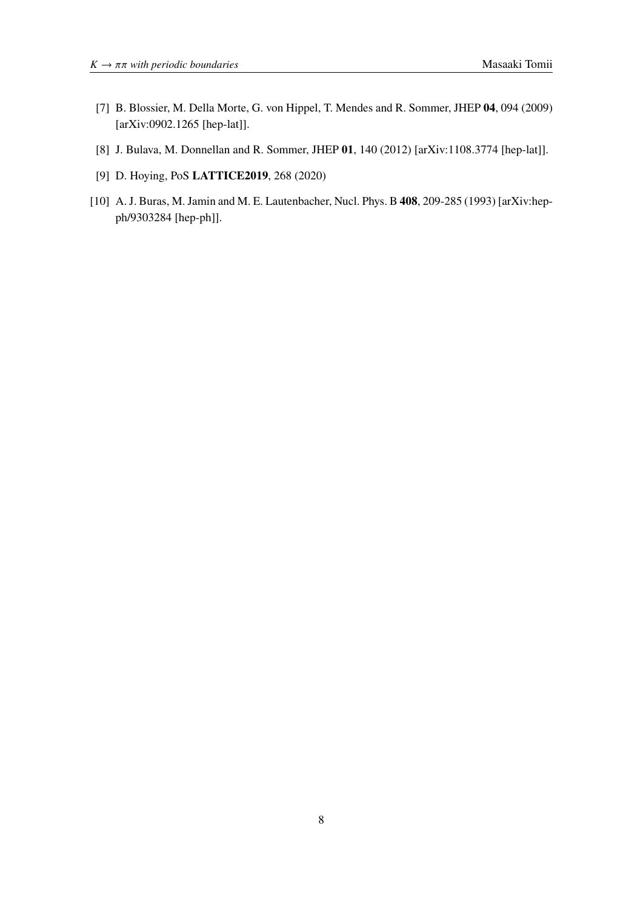[7] B. Blossier, M. Della Morte, G. von Hippel, T. Mendes and R. Sommer, JHEP **04**, 094 (2009) [arXiv:0902.1265 [hep-lat]].

[8] J. Bulava, M. Donnellan and R. Sommer, JHEP **01**, 140 (2012) [arXiv:1108.3774 [hep-lat]].

[9] D. Hoying, PoS **LATTICE2019**, 268 (2020)

[10] A. J. Buras, M. Jamin and M. E. Lautenbacher, Nucl. Phys. B **408**, 209-285 (1993) [arXiv:hep-ph/9303284 [hep-ph]].